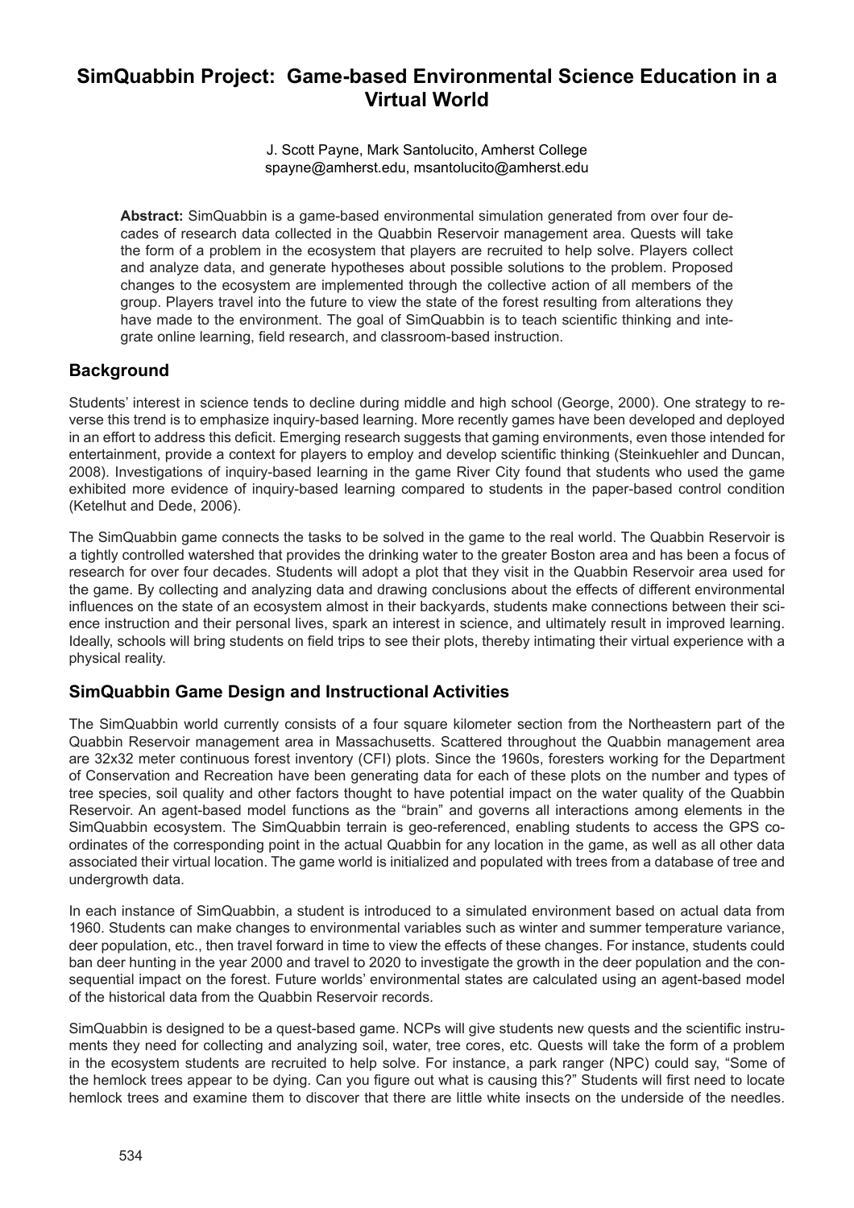# SimQuabbin Project: Game-based Environmental Science Education in a Virtual World

J. Scott Payne, Mark Santolucito, Amherst College
spayne@amherst.edu, msantolucito@amherst.edu

**Abstract:** SimQuabbin is a game-based environmental simulation generated from over four decades of research data collected in the Quabbin Reservoir management area. Quests will take the form of a problem in the ecosystem that players are recruited to help solve. Players collect and analyze data, and generate hypotheses about possible solutions to the problem. Proposed changes to the ecosystem are implemented through the collective action of all members of the group. Players travel into the future to view the state of the forest resulting from alterations they have made to the environment. The goal of SimQuabbin is to teach scientific thinking and integrate online learning, field research, and classroom-based instruction.

## Background

Students' interest in science tends to decline during middle and high school (George, 2000). One strategy to reverse this trend is to emphasize inquiry-based learning. More recently games have been developed and deployed in an effort to address this deficit. Emerging research suggests that gaming environments, even those intended for entertainment, provide a context for players to employ and develop scientific thinking (Steinkuehler and Duncan, 2008). Investigations of inquiry-based learning in the game River City found that students who used the game exhibited more evidence of inquiry-based learning compared to students in the paper-based control condition (Ketelhut and Dede, 2006).

The SimQuabbin game connects the tasks to be solved in the game to the real world. The Quabbin Reservoir is a tightly controlled watershed that provides the drinking water to the greater Boston area and has been a focus of research for over four decades. Students will adopt a plot that they visit in the Quabbin Reservoir area used for the game. By collecting and analyzing data and drawing conclusions about the effects of different environmental influences on the state of an ecosystem almost in their backyards, students make connections between their science instruction and their personal lives, spark an interest in science, and ultimately result in improved learning. Ideally, schools will bring students on field trips to see their plots, thereby intimating their virtual experience with a physical reality.

## SimQuabbin Game Design and Instructional Activities

The SimQuabbin world currently consists of a four square kilometer section from the Northeastern part of the Quabbin Reservoir management area in Massachusetts. Scattered throughout the Quabbin management area are 32x32 meter continuous forest inventory (CFI) plots. Since the 1960s, foresters working for the Department of Conservation and Recreation have been generating data for each of these plots on the number and types of tree species, soil quality and other factors thought to have potential impact on the water quality of the Quabbin Reservoir. An agent-based model functions as the "brain" and governs all interactions among elements in the SimQuabbin ecosystem. The SimQuabbin terrain is geo-referenced, enabling students to access the GPS coordinates of the corresponding point in the actual Quabbin for any location in the game, as well as all other data associated their virtual location. The game world is initialized and populated with trees from a database of tree and undergrowth data.

In each instance of SimQuabbin, a student is introduced to a simulated environment based on actual data from 1960. Students can make changes to environmental variables such as winter and summer temperature variance, deer population, etc., then travel forward in time to view the effects of these changes. For instance, students could ban deer hunting in the year 2000 and travel to 2020 to investigate the growth in the deer population and the consequential impact on the forest. Future worlds' environmental states are calculated using an agent-based model of the historical data from the Quabbin Reservoir records.

SimQuabbin is designed to be a quest-based game. NCPs will give students new quests and the scientific instruments they need for collecting and analyzing soil, water, tree cores, etc. Quests will take the form of a problem in the ecosystem students are recruited to help solve. For instance, a park ranger (NPC) could say, "Some of the hemlock trees appear to be dying. Can you figure out what is causing this?" Students will first need to locate hemlock trees and examine them to discover that there are little white insects on the underside of the needles.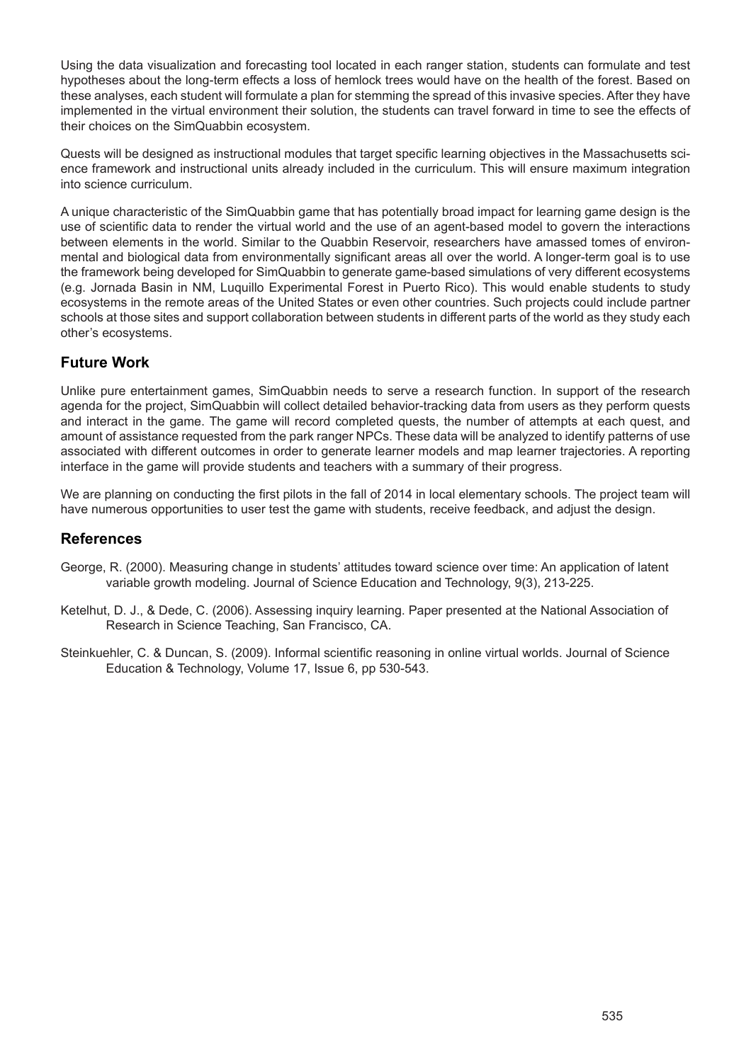Using the data visualization and forecasting tool located in each ranger station, students can formulate and test hypotheses about the long-term effects a loss of hemlock trees would have on the health of the forest. Based on these analyses, each student will formulate a plan for stemming the spread of this invasive species. After they have implemented in the virtual environment their solution, the students can travel forward in time to see the effects of their choices on the SimQuabbin ecosystem.

Quests will be designed as instructional modules that target specific learning objectives in the Massachusetts science framework and instructional units already included in the curriculum. This will ensure maximum integration into science curriculum.

A unique characteristic of the SimQuabbin game that has potentially broad impact for learning game design is the use of scientific data to render the virtual world and the use of an agent-based model to govern the interactions between elements in the world. Similar to the Quabbin Reservoir, researchers have amassed tomes of environmental and biological data from environmentally significant areas all over the world. A longer-term goal is to use the framework being developed for SimQuabbin to generate game-based simulations of very different ecosystems (e.g. Jornada Basin in NM, Luquillo Experimental Forest in Puerto Rico). This would enable students to study ecosystems in the remote areas of the United States or even other countries. Such projects could include partner schools at those sites and support collaboration between students in different parts of the world as they study each other's ecosystems.

## Future Work

Unlike pure entertainment games, SimQuabbin needs to serve a research function. In support of the research agenda for the project, SimQuabbin will collect detailed behavior-tracking data from users as they perform quests and interact in the game. The game will record completed quests, the number of attempts at each quest, and amount of assistance requested from the park ranger NPCs. These data will be analyzed to identify patterns of use associated with different outcomes in order to generate learner models and map learner trajectories. A reporting interface in the game will provide students and teachers with a summary of their progress.

We are planning on conducting the first pilots in the fall of 2014 in local elementary schools. The project team will have numerous opportunities to user test the game with students, receive feedback, and adjust the design.

## References

George, R. (2000). Measuring change in students' attitudes toward science over time: An application of latent variable growth modeling. Journal of Science Education and Technology, 9(3), 213-225.

Ketelhut, D. J., & Dede, C. (2006). Assessing inquiry learning. Paper presented at the National Association of Research in Science Teaching, San Francisco, CA.

Steinkuehler, C. & Duncan, S. (2009). Informal scientific reasoning in online virtual worlds. Journal of Science Education & Technology, Volume 17, Issue 6, pp 530-543.